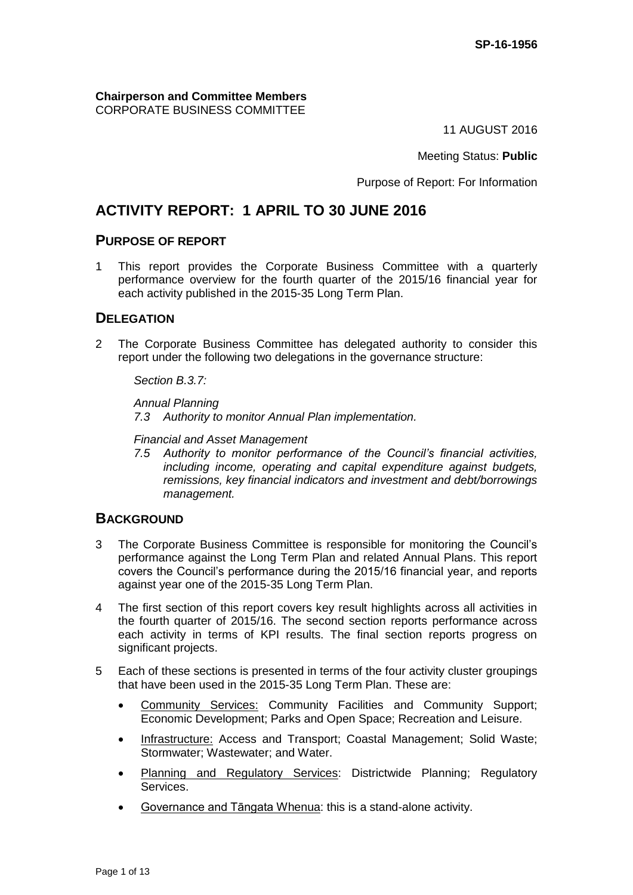**SP-16-1956**

**Chairperson and Committee Members**
CORPORATE BUSINESS COMMITTEE

11 AUGUST 2016

Meeting Status: **Public**

Purpose of Report: For Information

# ACTIVITY REPORT: 1 APRIL TO 30 JUNE 2016

## PURPOSE OF REPORT

1 This report provides the Corporate Business Committee with a quarterly performance overview for the fourth quarter of the 2015/16 financial year for each activity published in the 2015-35 Long Term Plan.

## DELEGATION

2 The Corporate Business Committee has delegated authority to consider this report under the following two delegations in the governance structure:

*Section B.3.7:*

*Annual Planning*
*7.3 Authority to monitor Annual Plan implementation.*

*Financial and Asset Management*
*7.5 Authority to monitor performance of the Council's financial activities, including income, operating and capital expenditure against budgets, remissions, key financial indicators and investment and debt/borrowings management.*

## BACKGROUND

3 The Corporate Business Committee is responsible for monitoring the Council's performance against the Long Term Plan and related Annual Plans. This report covers the Council's performance during the 2015/16 financial year, and reports against year one of the 2015-35 Long Term Plan.

4 The first section of this report covers key result highlights across all activities in the fourth quarter of 2015/16. The second section reports performance across each activity in terms of KPI results. The final section reports progress on significant projects.

5 Each of these sections is presented in terms of the four activity cluster groupings that have been used in the 2015-35 Long Term Plan. These are:

- <u>Community Services:</u> Community Facilities and Community Support; Economic Development; Parks and Open Space; Recreation and Leisure.
- <u>Infrastructure:</u> Access and Transport; Coastal Management; Solid Waste; Stormwater; Wastewater; and Water.
- <u>Planning and Regulatory Services</u>: Districtwide Planning; Regulatory Services.
- <u>Governance and Tāngata Whenua</u>: this is a stand-alone activity.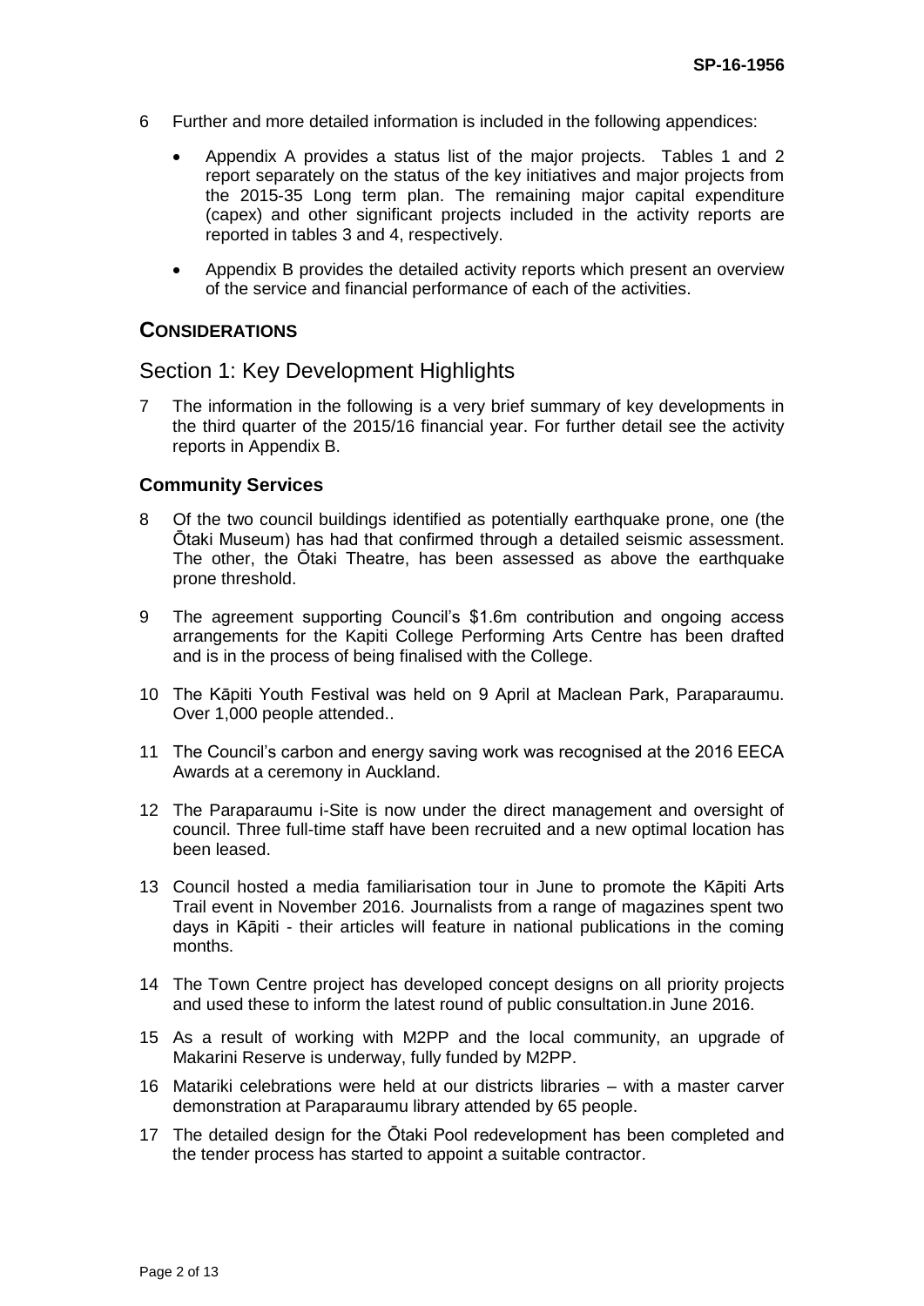6 Further and more detailed information is included in the following appendices:

- Appendix A provides a status list of the major projects. Tables 1 and 2 report separately on the status of the key initiatives and major projects from the 2015-35 Long term plan. The remaining major capital expenditure (capex) and other significant projects included in the activity reports are reported in tables 3 and 4, respectively.
- Appendix B provides the detailed activity reports which present an overview of the service and financial performance of each of the activities.

## CONSIDERATIONS

## Section 1: Key Development Highlights

7 The information in the following is a very brief summary of key developments in the third quarter of the 2015/16 financial year. For further detail see the activity reports in Appendix B.

### Community Services

8 Of the two council buildings identified as potentially earthquake prone, one (the Ōtaki Museum) has had that confirmed through a detailed seismic assessment. The other, the Ōtaki Theatre, has been assessed as above the earthquake prone threshold.

9 The agreement supporting Council's $1.6m contribution and ongoing access arrangements for the Kapiti College Performing Arts Centre has been drafted and is in the process of being finalised with the College.

10 The Kāpiti Youth Festival was held on 9 April at Maclean Park, Paraparaumu. Over 1,000 people attended..

11 The Council's carbon and energy saving work was recognised at the 2016 EECA Awards at a ceremony in Auckland.

12 The Paraparaumu i-Site is now under the direct management and oversight of council. Three full-time staff have been recruited and a new optimal location has been leased.

13 Council hosted a media familiarisation tour in June to promote the Kāpiti Arts Trail event in November 2016. Journalists from a range of magazines spent two days in Kāpiti - their articles will feature in national publications in the coming months.

14 The Town Centre project has developed concept designs on all priority projects and used these to inform the latest round of public consultation.in June 2016.

15 As a result of working with M2PP and the local community, an upgrade of Makarini Reserve is underway, fully funded by M2PP.

16 Matariki celebrations were held at our districts libraries – with a master carver demonstration at Paraparaumu library attended by 65 people.

17 The detailed design for the Ōtaki Pool redevelopment has been completed and the tender process has started to appoint a suitable contractor.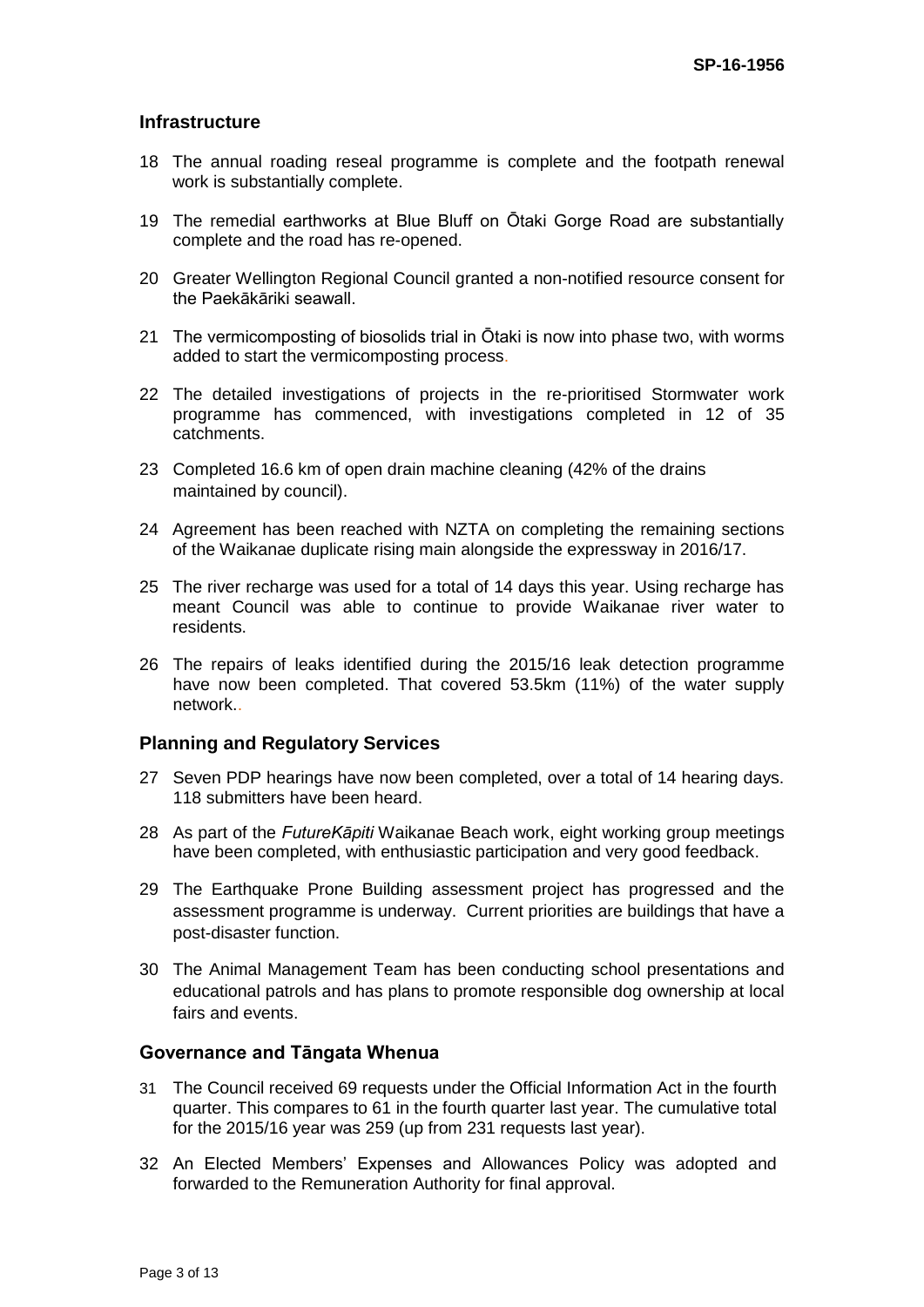## Infrastructure

18 The annual roading reseal programme is complete and the footpath renewal work is substantially complete.

19 The remedial earthworks at Blue Bluff on Ōtaki Gorge Road are substantially complete and the road has re-opened.

20 Greater Wellington Regional Council granted a non-notified resource consent for the Paekākāriki seawall.

21 The vermicomposting of biosolids trial in Ōtaki is now into phase two, with worms added to start the vermicomposting process.

22 The detailed investigations of projects in the re-prioritised Stormwater work programme has commenced, with investigations completed in 12 of 35 catchments.

23 Completed 16.6 km of open drain machine cleaning (42% of the drains maintained by council).

24 Agreement has been reached with NZTA on completing the remaining sections of the Waikanae duplicate rising main alongside the expressway in 2016/17.

25 The river recharge was used for a total of 14 days this year. Using recharge has meant Council was able to continue to provide Waikanae river water to residents.

26 The repairs of leaks identified during the 2015/16 leak detection programme have now been completed. That covered 53.5km (11%) of the water supply network..

## Planning and Regulatory Services

27 Seven PDP hearings have now been completed, over a total of 14 hearing days. 118 submitters have been heard.

28 As part of the *FutureKāpiti* Waikanae Beach work, eight working group meetings have been completed, with enthusiastic participation and very good feedback.

29 The Earthquake Prone Building assessment project has progressed and the assessment programme is underway. Current priorities are buildings that have a post-disaster function.

30 The Animal Management Team has been conducting school presentations and educational patrols and has plans to promote responsible dog ownership at local fairs and events.

## Governance and Tāngata Whenua

31 The Council received 69 requests under the Official Information Act in the fourth quarter. This compares to 61 in the fourth quarter last year. The cumulative total for the 2015/16 year was 259 (up from 231 requests last year).

32 An Elected Members' Expenses and Allowances Policy was adopted and forwarded to the Remuneration Authority for final approval.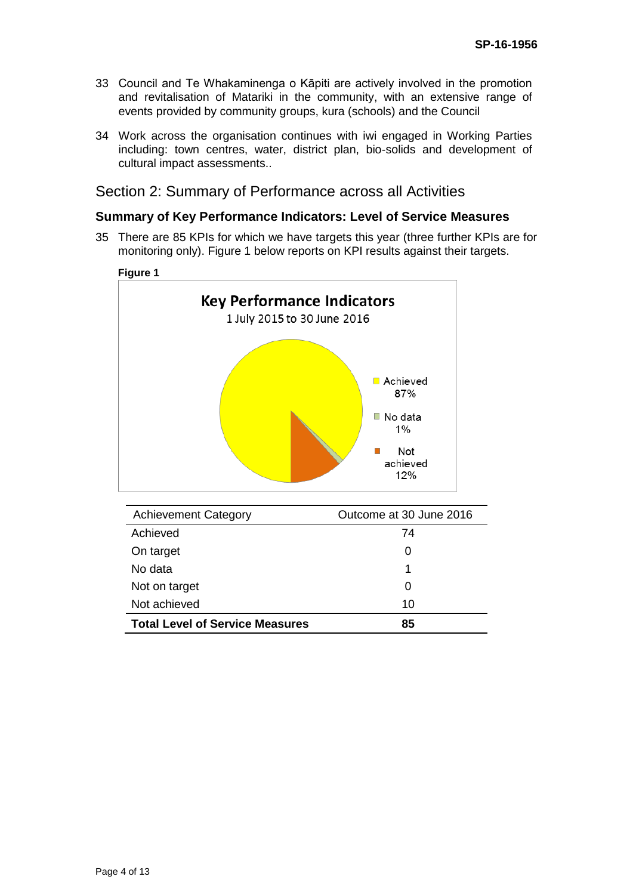33 Council and Te Whakaminenga o Kāpiti are actively involved in the promotion and revitalisation of Matariki in the community, with an extensive range of events provided by community groups, kura (schools) and the Council

34 Work across the organisation continues with iwi engaged in Working Parties including: town centres, water, district plan, bio-solids and development of cultural impact assessments..

## Section 2: Summary of Performance across all Activities

### Summary of Key Performance Indicators: Level of Service Measures

35 There are 85 KPIs for which we have targets this year (three further KPIs are for monitoring only). Figure 1 below reports on KPI results against their targets.

**Figure 1**

**Key Performance Indicators**
1 July 2015 to 30 June 2016

Achieved 87%
No data 1%
Not achieved 12%

| Achievement Category | Outcome at 30 June 2016 |
|---|---|
| Achieved | 74 |
| On target | 0 |
| No data | 1 |
| Not on target | 0 |
| Not achieved | 10 |
| **Total Level of Service Measures** | **85** |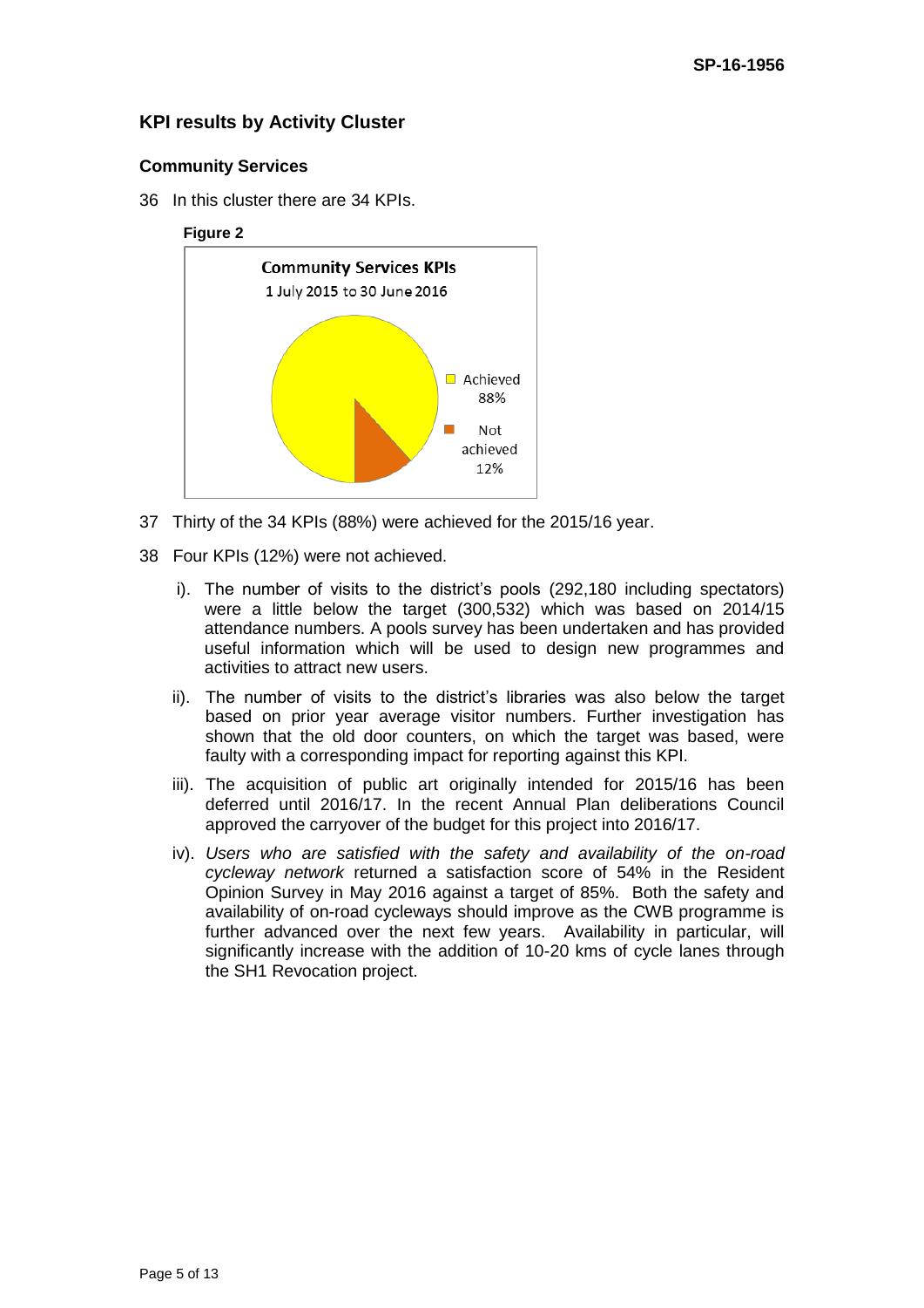## KPI results by Activity Cluster

### Community Services

36 In this cluster there are 34 KPIs.

**Figure 2**

Community Services KPIs
1 July 2015 to 30 June 2016

Achieved 88%
Not achieved 12%

37 Thirty of the 34 KPIs (88%) were achieved for the 2015/16 year.

38 Four KPIs (12%) were not achieved.

i). The number of visits to the district's pools (292,180 including spectators) were a little below the target (300,532) which was based on 2014/15 attendance numbers. A pools survey has been undertaken and has provided useful information which will be used to design new programmes and activities to attract new users.

ii). The number of visits to the district's libraries was also below the target based on prior year average visitor numbers. Further investigation has shown that the old door counters, on which the target was based, were faulty with a corresponding impact for reporting against this KPI.

iii). The acquisition of public art originally intended for 2015/16 has been deferred until 2016/17. In the recent Annual Plan deliberations Council approved the carryover of the budget for this project into 2016/17.

iv). *Users who are satisfied with the safety and availability of the on-road cycleway network* returned a satisfaction score of 54% in the Resident Opinion Survey in May 2016 against a target of 85%. Both the safety and availability of on-road cycleways should improve as the CWB programme is further advanced over the next few years. Availability in particular, will significantly increase with the addition of 10-20 kms of cycle lanes through the SH1 Revocation project.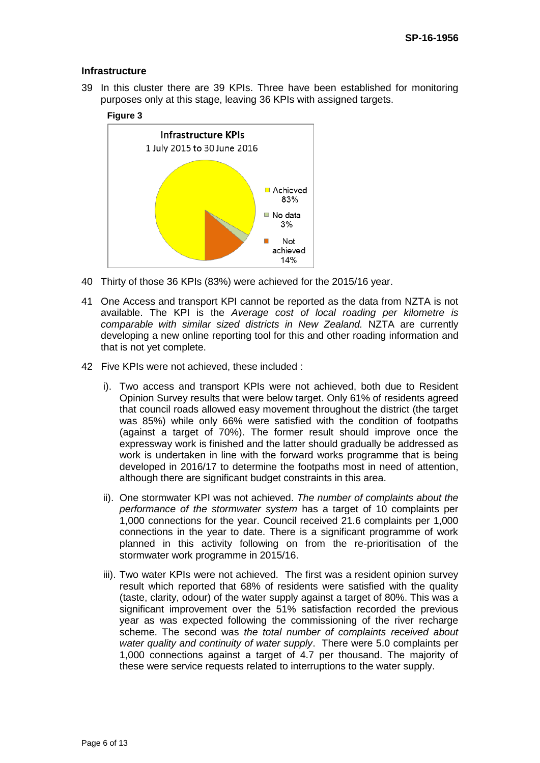### Infrastructure

39 In this cluster there are 39 KPIs. Three have been established for monitoring purposes only at this stage, leaving 36 KPIs with assigned targets.

**Figure 3**

Infrastructure KPIs
1 July 2015 to 30 June 2016

- Achieved 83%
- No data 3%
- Not achieved 14%

40 Thirty of those 36 KPIs (83%) were achieved for the 2015/16 year.

41 One Access and transport KPI cannot be reported as the data from NZTA is not available. The KPI is the *Average cost of local roading per kilometre is comparable with similar sized districts in New Zealand.* NZTA are currently developing a new online reporting tool for this and other roading information and that is not yet complete.

42 Five KPIs were not achieved, these included :

i). Two access and transport KPIs were not achieved, both due to Resident Opinion Survey results that were below target. Only 61% of residents agreed that council roads allowed easy movement throughout the district (the target was 85%) while only 66% were satisfied with the condition of footpaths (against a target of 70%). The former result should improve once the expressway work is finished and the latter should gradually be addressed as work is undertaken in line with the forward works programme that is being developed in 2016/17 to determine the footpaths most in need of attention, although there are significant budget constraints in this area.

ii). One stormwater KPI was not achieved. *The number of complaints about the performance of the stormwater system* has a target of 10 complaints per 1,000 connections for the year. Council received 21.6 complaints per 1,000 connections in the year to date. There is a significant programme of work planned in this activity following on from the re-prioritisation of the stormwater work programme in 2015/16.

iii). Two water KPIs were not achieved. The first was a resident opinion survey result which reported that 68% of residents were satisfied with the quality (taste, clarity, odour) of the water supply against a target of 80%. This was a significant improvement over the 51% satisfaction recorded the previous year as was expected following the commissioning of the river recharge scheme. The second was *the total number of complaints received about water quality and continuity of water supply*. There were 5.0 complaints per 1,000 connections against a target of 4.7 per thousand. The majority of these were service requests related to interruptions to the water supply.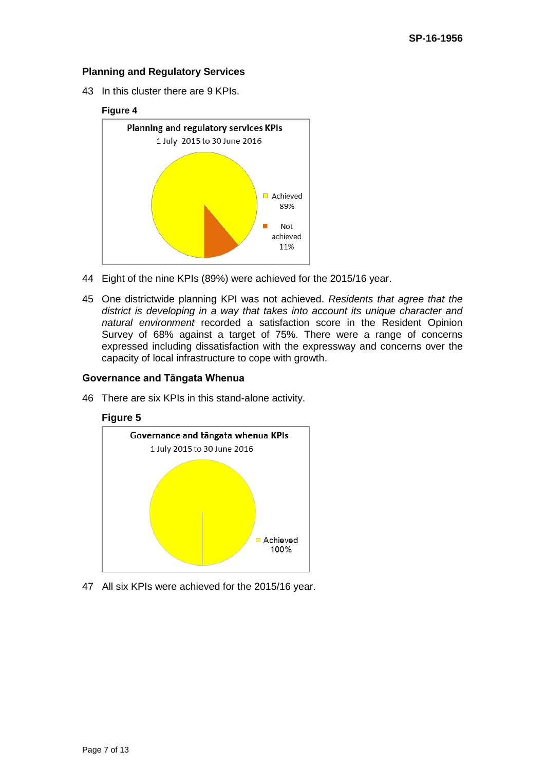### Planning and Regulatory Services

43 In this cluster there are 9 KPIs.

**Figure 4**

Planning and regulatory services KPIs
1 July 2015 to 30 June 2016

Achieved 89%
Not achieved 11%

44 Eight of the nine KPIs (89%) were achieved for the 2015/16 year.

45 One districtwide planning KPI was not achieved. *Residents that agree that the district is developing in a way that takes into account its unique character and natural environment* recorded a satisfaction score in the Resident Opinion Survey of 68% against a target of 75%. There were a range of concerns expressed including dissatisfaction with the expressway and concerns over the capacity of local infrastructure to cope with growth.

### Governance and Tāngata Whenua

46 There are six KPIs in this stand-alone activity.

**Figure 5**

Governance and tāngata whenua KPIs
1 July 2015 to 30 June 2016

Achieved 100%

47 All six KPIs were achieved for the 2015/16 year.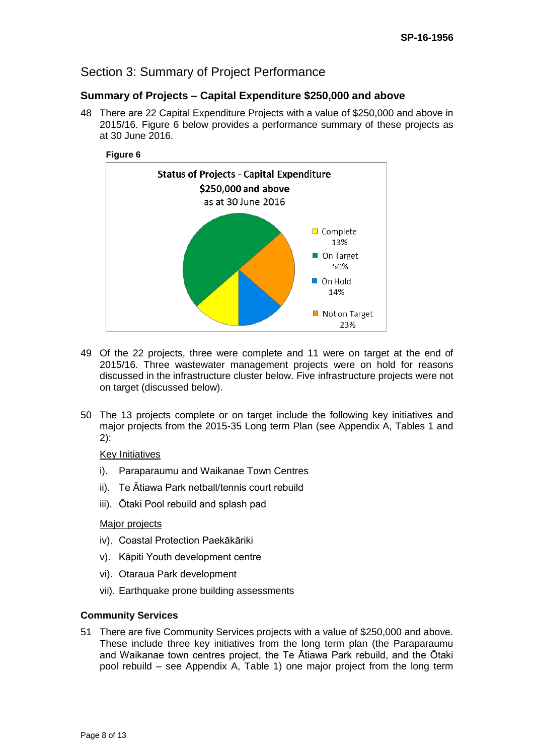# Section 3: Summary of Project Performance

## Summary of Projects – Capital Expenditure $250,000 and above

48 There are 22 Capital Expenditure Projects with a value of $250,000 and above in 2015/16. Figure 6 below provides a performance summary of these projects as at 30 June 2016.

**Figure 6**

**Status of Projects - Capital Expenditure**
**$250,000 and above**
as at 30 June 2016

- Complete 13%
- On Target 50%
- On Hold 14%
- Not on Target 23%

49 Of the 22 projects, three were complete and 11 were on target at the end of 2015/16. Three wastewater management projects were on hold for reasons discussed in the infrastructure cluster below. Five infrastructure projects were not on target (discussed below).

50 The 13 projects complete or on target include the following key initiatives and major projects from the 2015-35 Long term Plan (see Appendix A, Tables 1 and 2):

Key Initiatives

i). Paraparaumu and Waikanae Town Centres

ii). Te Ātiawa Park netball/tennis court rebuild

iii). Ōtaki Pool rebuild and splash pad

Major projects

iv). Coastal Protection Paekākāriki

v). Kāpiti Youth development centre

vi). Otaraua Park development

vii). Earthquake prone building assessments

### Community Services

51 There are five Community Services projects with a value of $250,000 and above. These include three key initiatives from the long term plan (the Paraparaumu and Waikanae town centres project, the Te Ātiawa Park rebuild, and the Ōtaki pool rebuild – see Appendix A, Table 1) one major project from the long term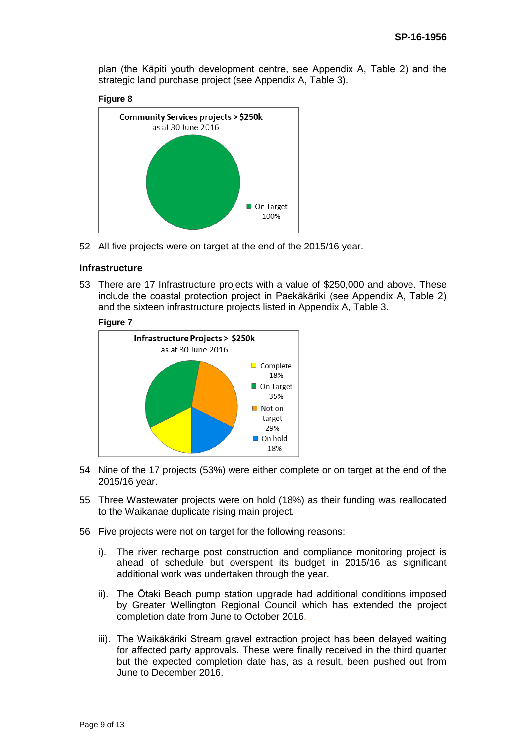plan (the Kāpiti youth development centre, see Appendix A, Table 2) and the strategic land purchase project (see Appendix A, Table 3).

**Figure 8**

Community Services projects > $250k
as at 30 June 2016

On Target 100%

52 All five projects were on target at the end of the 2015/16 year.

### Infrastructure

53 There are 17 Infrastructure projects with a value of $250,000 and above. These include the coastal protection project in Paekākāriki (see Appendix A, Table 2) and the sixteen infrastructure projects listed in Appendix A, Table 3.

**Figure 7**

Infrastructure Projects > $250k
as at 30 June 2016

Complete 18%
On Target 35%
Not on target 29%
On hold 18%

54 Nine of the 17 projects (53%) were either complete or on target at the end of the 2015/16 year.

55 Three Wastewater projects were on hold (18%) as their funding was reallocated to the Waikanae duplicate rising main project.

56 Five projects were not on target for the following reasons:

i). The river recharge post construction and compliance monitoring project is ahead of schedule but overspent its budget in 2015/16 as significant additional work was undertaken through the year.

ii). The Ōtaki Beach pump station upgrade had additional conditions imposed by Greater Wellington Regional Council which has extended the project completion date from June to October 2016.

iii). The Waikākāriki Stream gravel extraction project has been delayed waiting for affected party approvals. These were finally received in the third quarter but the expected completion date has, as a result, been pushed out from June to December 2016.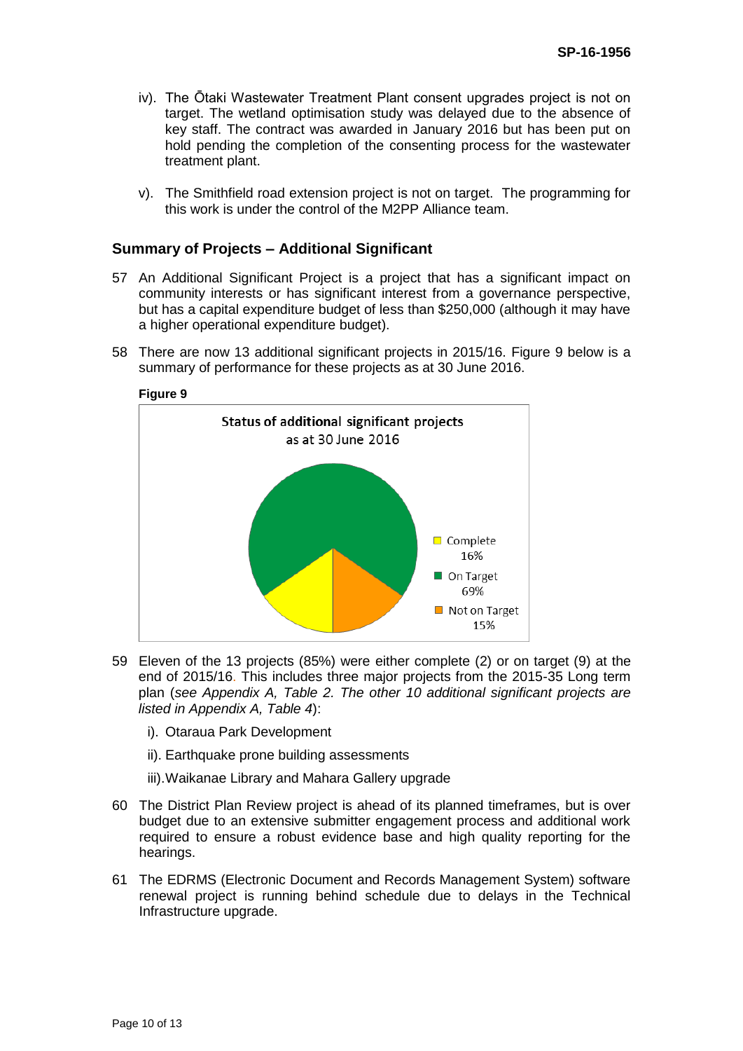iv). The Ōtaki Wastewater Treatment Plant consent upgrades project is not on target. The wetland optimisation study was delayed due to the absence of key staff. The contract was awarded in January 2016 but has been put on hold pending the completion of the consenting process for the wastewater treatment plant.

v). The Smithfield road extension project is not on target. The programming for this work is under the control of the M2PP Alliance team.

## Summary of Projects – Additional Significant

57 An Additional Significant Project is a project that has a significant impact on community interests or has significant interest from a governance perspective, but has a capital expenditure budget of less than $250,000 (although it may have a higher operational expenditure budget).

58 There are now 13 additional significant projects in 2015/16. Figure 9 below is a summary of performance for these projects as at 30 June 2016.

**Figure 9**

Status of additional significant projects as at 30 June 2016

- Complete 16%
- On Target 69%
- Not on Target 15%

59 Eleven of the 13 projects (85%) were either complete (2) or on target (9) at the end of 2015/16. This includes three major projects from the 2015-35 Long term plan (*see Appendix A, Table 2. The other 10 additional significant projects are listed in Appendix A, Table 4*):

i). Otaraua Park Development

ii). Earthquake prone building assessments

iii). Waikanae Library and Mahara Gallery upgrade

60 The District Plan Review project is ahead of its planned timeframes, but is over budget due to an extensive submitter engagement process and additional work required to ensure a robust evidence base and high quality reporting for the hearings.

61 The EDRMS (Electronic Document and Records Management System) software renewal project is running behind schedule due to delays in the Technical Infrastructure upgrade.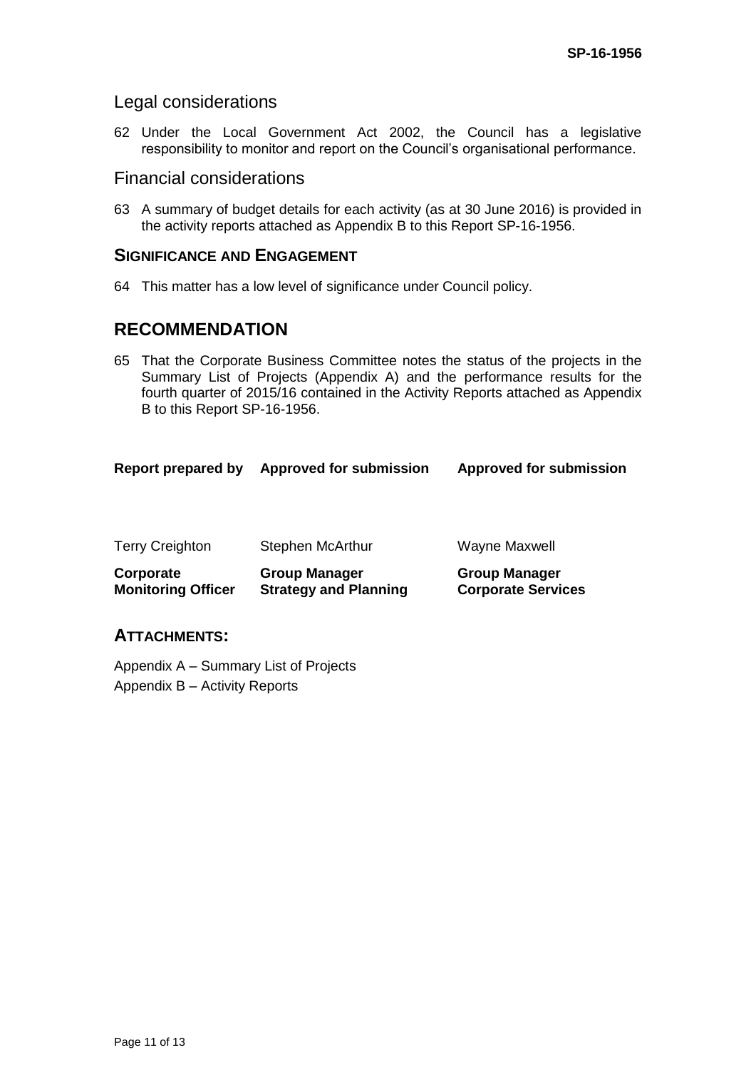## Legal considerations

62 Under the Local Government Act 2002, the Council has a legislative responsibility to monitor and report on the Council's organisational performance.

## Financial considerations

63 A summary of budget details for each activity (as at 30 June 2016) is provided in the activity reports attached as Appendix B to this Report SP-16-1956.

## SIGNIFICANCE AND ENGAGEMENT

64 This matter has a low level of significance under Council policy.

# RECOMMENDATION

65 That the Corporate Business Committee notes the status of the projects in the Summary List of Projects (Appendix A) and the performance results for the fourth quarter of 2015/16 contained in the Activity Reports attached as Appendix B to this Report SP-16-1956.

| Report prepared by | Approved for submission | Approved for submission |
|---|---|---|
| Terry Creighton | Stephen McArthur | Wayne Maxwell |
| **Corporate Monitoring Officer** | **Group Manager Strategy and Planning** | **Group Manager Corporate Services** |

## ATTACHMENTS:

Appendix A – Summary List of Projects

Appendix B – Activity Reports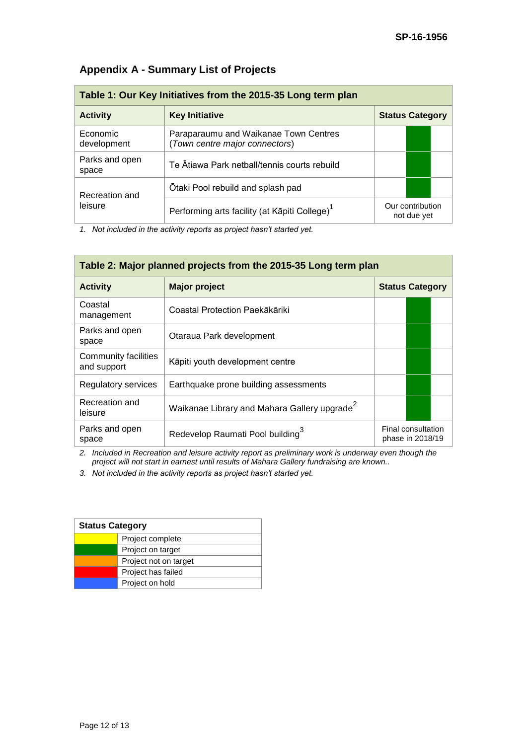## Appendix A - Summary List of Projects

| Table 1: Our Key Initiatives from the 2015-35 Long term plan | | |
|---|---|---|
| **Activity** | **Key Initiative** | **Status Category** |
| Economic development | Paraparaumu and Waikanae Town Centres (*Town centre major connectors*) | Project on target |
| Parks and open space | Te Ātiawa Park netball/tennis courts rebuild | Project on target |
| Recreation and leisure | Ōtaki Pool rebuild and splash pad | Project on target |
| Recreation and leisure | Performing arts facility (at Kāpiti College)[1] | Our contribution not due yet |

1. *Not included in the activity reports as project hasn't started yet.*

| Table 2: Major planned projects from the 2015-35 Long term plan | | |
|---|---|---|
| **Activity** | **Major project** | **Status Category** |
| Coastal management | Coastal Protection Paekākāriki | Project on target |
| Parks and open space | Otaraua Park development | Project on target |
| Community facilities and support | Kāpiti youth development centre | Project on target |
| Regulatory services | Earthquake prone building assessments | Project on target |
| Recreation and leisure | Waikanae Library and Mahara Gallery upgrade[2] | Project on target |
| Parks and open space | Redevelop Raumati Pool building[3] | Final consultation phase in 2018/19 |

2. *Included in Recreation and leisure activity report as preliminary work is underway even though the project will not start in earnest until results of Mahara Gallery fundraising are known..*
3. *Not included in the activity reports as project hasn't started yet.*

| Status Category | |
|---|---|
| Yellow | Project complete |
| Green | Project on target |
| Orange | Project not on target |
| Red | Project has failed |
| Blue | Project on hold |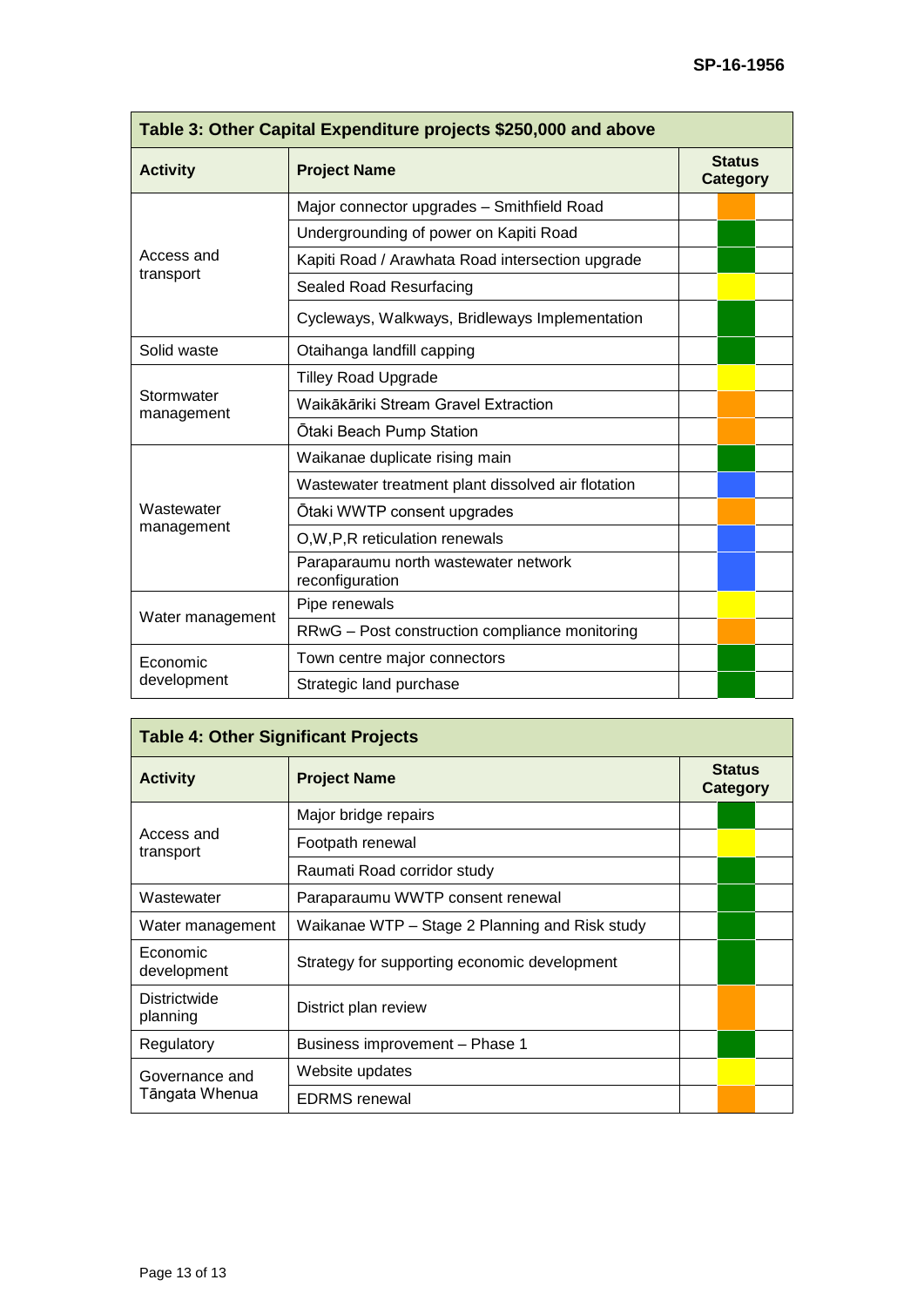| Table 3: Other Capital Expenditure projects $250,000 and above | | |
|---|---|---|
| **Activity** | **Project Name** | **Status Category** |
| Access and transport | Major connector upgrades – Smithfield Road | |
| | Undergrounding of power on Kapiti Road | |
| | Kapiti Road / Arawhata Road intersection upgrade | |
| | Sealed Road Resurfacing | |
| | Cycleways, Walkways, Bridleways Implementation | |
| Solid waste | Otaihanga landfill capping | |
| Stormwater management | Tilley Road Upgrade | |
| | Waikākāriki Stream Gravel Extraction | |
| | Ōtaki Beach Pump Station | |
| Wastewater management | Waikanae duplicate rising main | |
| | Wastewater treatment plant dissolved air flotation | |
| | Ōtaki WWTP consent upgrades | |
| | O,W,P,R reticulation renewals | |
| | Paraparaumu north wastewater network reconfiguration | |
| Water management | Pipe renewals | |
| | RRwG – Post construction compliance monitoring | |
| Economic development | Town centre major connectors | |
| | Strategic land purchase | |

| Table 4: Other Significant Projects | | |
|---|---|---|
| **Activity** | **Project Name** | **Status Category** |
| Access and transport | Major bridge repairs | |
| | Footpath renewal | |
| | Raumati Road corridor study | |
| Wastewater | Paraparaumu WWTP consent renewal | |
| Water management | Waikanae WTP – Stage 2 Planning and Risk study | |
| Economic development | Strategy for supporting economic development | |
| Districtwide planning | District plan review | |
| Regulatory | Business improvement – Phase 1 | |
| Governance and Tāngata Whenua | Website updates | |
| | EDRMS renewal | |